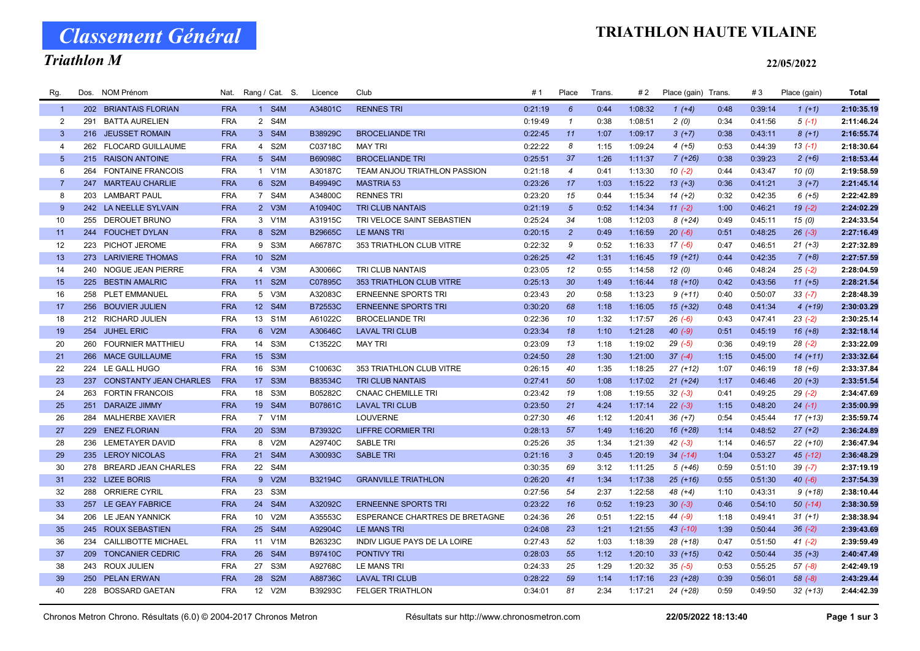# Classement Général

## Triathlon M

## TRIATHLON HAUTE VILAINE

22/05/2022

| Rg. | Dos. | NOM Prénom | Nat. | Rang / Cat. | S. | Licence | Club | # 1 | Place | Trans. | # 2 | Place (gain) | Trans. | # 3 | Place (gain) | Total |
|---|---|---|---|---|---|---|---|---|---|---|---|---|---|---|---|---|
| 1 | 202 | BRIANTAIS FLORIAN | FRA | 1 S4M | | A34801C | RENNES TRI | 0:21:19 | 6 | 0:44 | 1:08:32 | 1 (+4) | 0:48 | 0:39:14 | 1 (+1) | 2:10:35.19 |
| 2 | 291 | BATTA AURELIEN | FRA | 2 S4M | | | | 0:19:49 | 1 | 0:38 | 1:08:51 | 2 (0) | 0:34 | 0:41:56 | 5 (-1) | 2:11:46.24 |
| 3 | 216 | JEUSSET ROMAIN | FRA | 3 S4M | | B38929C | BROCELIANDE TRI | 0:22:45 | 11 | 1:07 | 1:09:17 | 3 (+7) | 0:38 | 0:43:11 | 8 (+1) | 2:16:55.74 |
| 4 | 262 | FLOCARD GUILLAUME | FRA | 4 S2M | | C03718C | MAY TRI | 0:22:22 | 8 | 1:15 | 1:09:24 | 4 (+5) | 0:53 | 0:44:39 | 13 (-1) | 2:18:30.64 |
| 5 | 215 | RAISON ANTOINE | FRA | 5 S4M | | B69098C | BROCELIANDE TRI | 0:25:51 | 37 | 1:26 | 1:11:37 | 7 (+26) | 0:38 | 0:39:23 | 2 (+6) | 2:18:53.44 |
| 6 | 264 | FONTAINE FRANCOIS | FRA | 1 V1M | | A30187C | TEAM ANJOU TRIATHLON PASSION | 0:21:18 | 4 | 0:41 | 1:13:30 | 10 (-2) | 0:44 | 0:43:47 | 10 (0) | 2:19:58.59 |
| 7 | 247 | MARTEAU CHARLIE | FRA | 6 S2M | | B49949C | MASTRIA 53 | 0:23:26 | 17 | 1:03 | 1:15:22 | 13 (+3) | 0:36 | 0:41:21 | 3 (+7) | 2:21:45.14 |
| 8 | 203 | LAMBART PAUL | FRA | 7 S4M | | A34800C | RENNES TRI | 0:23:20 | 15 | 0:44 | 1:15:34 | 14 (+2) | 0:32 | 0:42:35 | 6 (+5) | 2:22:42.89 |
| 9 | 242 | LA NEELLE SYLVAIN | FRA | 2 V3M | | A10940C | TRI CLUB NANTAIS | 0:21:19 | 5 | 0:52 | 1:14:34 | 11 (-2) | 1:00 | 0:46:21 | 19 (-2) | 2:24:02.29 |
| 10 | 255 | DEROUET BRUNO | FRA | 3 V1M | | A31915C | TRI VELOCE SAINT SEBASTIEN | 0:25:24 | 34 | 1:08 | 1:12:03 | 8 (+24) | 0:49 | 0:45:11 | 15 (0) | 2:24:33.54 |
| 11 | 244 | FOUCHET DYLAN | FRA | 8 S2M | | B29665C | LE MANS TRI | 0:20:15 | 2 | 0:49 | 1:16:59 | 20 (-6) | 0:51 | 0:48:25 | 26 (-3) | 2:27:16.49 |
| 12 | 223 | PICHOT JEROME | FRA | 9 S3M | | A66787C | 353 TRIATHLON CLUB VITRE | 0:22:32 | 9 | 0:52 | 1:16:33 | 17 (-6) | 0:47 | 0:46:51 | 21 (+3) | 2:27:32.89 |
| 13 | 273 | LARIVIERE THOMAS | FRA | 10 S2M | | | | 0:26:25 | 42 | 1:31 | 1:16:45 | 19 (+21) | 0:44 | 0:42:35 | 7 (+8) | 2:27:57.59 |
| 14 | 240 | NOGUE JEAN PIERRE | FRA | 4 V3M | | A30066C | TRI CLUB NANTAIS | 0:23:05 | 12 | 0:55 | 1:14:58 | 12 (0) | 0:46 | 0:48:24 | 25 (-2) | 2:28:04.59 |
| 15 | 225 | BESTIN AMALRIC | FRA | 11 S2M | | C07895C | 353 TRIATHLON CLUB VITRE | 0:25:13 | 30 | 1:49 | 1:16:44 | 18 (+10) | 0:42 | 0:43:56 | 11 (+5) | 2:28:21.54 |
| 16 | 258 | PLET EMMANUEL | FRA | 5 V3M | | A32083C | ERNEENNE SPORTS TRI | 0:23:43 | 20 | 0:58 | 1:13:23 | 9 (+11) | 0:40 | 0:50:07 | 33 (-7) | 2:28:48.39 |
| 17 | 256 | BOUVIER JULIEN | FRA | 12 S4M | | B72553C | ERNEENNE SPORTS TRI | 0:30:20 | 68 | 1:18 | 1:16:05 | 15 (+32) | 0:48 | 0:41:34 | 4 (+19) | 2:30:03.29 |
| 18 | 212 | RICHARD JULIEN | FRA | 13 S1M | | A61022C | BROCELIANDE TRI | 0:22:36 | 10 | 1:32 | 1:17:57 | 26 (-6) | 0:43 | 0:47:41 | 23 (-2) | 2:30:25.14 |
| 19 | 254 | JUHEL ERIC | FRA | 6 V2M | | A30646C | LAVAL TRI CLUB | 0:23:34 | 18 | 1:10 | 1:21:28 | 40 (-9) | 0:51 | 0:45:19 | 16 (+8) | 2:32:18.14 |
| 20 | 260 | FOURNIER MATTHIEU | FRA | 14 S3M | | C13522C | MAY TRI | 0:23:09 | 13 | 1:18 | 1:19:02 | 29 (-5) | 0:36 | 0:49:19 | 28 (-2) | 2:33:22.09 |
| 21 | 266 | MACE GUILLAUME | FRA | 15 S3M | | | | 0:24:50 | 28 | 1:30 | 1:21:00 | 37 (-4) | 1:15 | 0:45:00 | 14 (+11) | 2:33:32.64 |
| 22 | 224 | LE GALL HUGO | FRA | 16 S3M | | C10063C | 353 TRIATHLON CLUB VITRE | 0:26:15 | 40 | 1:35 | 1:18:25 | 27 (+12) | 1:07 | 0:46:19 | 18 (+6) | 2:33:37.84 |
| 23 | 237 | CONSTANTY JEAN CHARLES | FRA | 17 S3M | | B83534C | TRI CLUB NANTAIS | 0:27:41 | 50 | 1:08 | 1:17:02 | 21 (+24) | 1:17 | 0:46:46 | 20 (+3) | 2:33:51.54 |
| 24 | 263 | FORTIN FRANCOIS | FRA | 18 S3M | | B05282C | CNAAC CHEMILLE TRI | 0:23:42 | 19 | 1:08 | 1:19:55 | 32 (-3) | 0:41 | 0:49:25 | 29 (-2) | 2:34:47.69 |
| 25 | 251 | DARAIZE JIMMY | FRA | 19 S4M | | B07861C | LAVAL TRI CLUB | 0:23:50 | 21 | 4:24 | 1:17:14 | 22 (-3) | 1:15 | 0:48:20 | 24 (-1) | 2:35:00.99 |
| 26 | 284 | MALHERBE XAVIER | FRA | 7 V1M | | | LOUVERNE | 0:27:30 | 46 | 1:12 | 1:20:41 | 36 (+7) | 0:54 | 0:45:44 | 17 (+13) | 2:35:59.74 |
| 27 | 229 | ENEZ FLORIAN | FRA | 20 S3M | | B73932C | LIFFRE CORMIER TRI | 0:28:13 | 57 | 1:49 | 1:16:20 | 16 (+28) | 1:14 | 0:48:52 | 27 (+2) | 2:36:24.89 |
| 28 | 236 | LEMETAYER DAVID | FRA | 8 V2M | | A29740C | SABLE TRI | 0:25:26 | 35 | 1:34 | 1:21:39 | 42 (-3) | 1:14 | 0:46:57 | 22 (+10) | 2:36:47.94 |
| 29 | 235 | LEROY NICOLAS | FRA | 21 S4M | | A30093C | SABLE TRI | 0:21:16 | 3 | 0:45 | 1:20:19 | 34 (-14) | 1:04 | 0:53:27 | 45 (-12) | 2:36:48.29 |
| 30 | 278 | BREARD JEAN CHARLES | FRA | 22 S4M | | | | 0:30:35 | 69 | 3:12 | 1:11:25 | 5 (+46) | 0:59 | 0:51:10 | 39 (-7) | 2:37:19.19 |
| 31 | 232 | LIZEE BORIS | FRA | 9 V2M | | B32194C | GRANVILLE TRIATHLON | 0:26:20 | 41 | 1:34 | 1:17:38 | 25 (+16) | 0:55 | 0:51:30 | 40 (-6) | 2:37:54.39 |
| 32 | 288 | ORRIERE CYRIL | FRA | 23 S3M | | | | 0:27:56 | 54 | 2:37 | 1:22:58 | 48 (+4) | 1:10 | 0:43:31 | 9 (+18) | 2:38:10.44 |
| 33 | 257 | LE GEAY FABRICE | FRA | 24 S4M | | A32092C | ERNEENNE SPORTS TRI | 0:23:22 | 16 | 0:52 | 1:19:23 | 30 (-3) | 0:46 | 0:54:10 | 50 (-14) | 2:38:30.59 |
| 34 | 206 | LE JEAN YANNICK | FRA | 10 V2M | | A35553C | ESPERANCE CHARTRES DE BRETAGNE | 0:24:36 | 26 | 0:51 | 1:22:15 | 44 (-9) | 1:18 | 0:49:41 | 31 (+1) | 2:38:38.94 |
| 35 | 245 | ROUX SEBASTIEN | FRA | 25 S4M | | A92904C | LE MANS TRI | 0:24:08 | 23 | 1:21 | 1:21:55 | 43 (-10) | 1:39 | 0:50:44 | 36 (-2) | 2:39:43.69 |
| 36 | 234 | CAILLIBOTTE MICHAEL | FRA | 11 V1M | | B26323C | INDIV LIGUE PAYS DE LA LOIRE | 0:27:43 | 52 | 1:03 | 1:18:39 | 28 (+18) | 0:47 | 0:51:50 | 41 (-2) | 2:39:59.49 |
| 37 | 209 | TONCANIER CEDRIC | FRA | 26 S4M | | B97410C | PONTIVY TRI | 0:28:03 | 55 | 1:12 | 1:20:10 | 33 (+15) | 0:42 | 0:50:44 | 35 (+3) | 2:40:47.49 |
| 38 | 243 | ROUX JULIEN | FRA | 27 S3M | | A92768C | LE MANS TRI | 0:24:33 | 25 | 1:29 | 1:20:32 | 35 (-5) | 0:53 | 0:55:25 | 57 (-8) | 2:42:49.19 |
| 39 | 250 | PELAN ERWAN | FRA | 28 S2M | | A88736C | LAVAL TRI CLUB | 0:28:22 | 59 | 1:14 | 1:17:16 | 23 (+28) | 0:39 | 0:56:01 | 58 (-8) | 2:43:29.44 |
| 40 | 228 | BOSSARD GAETAN | FRA | 12 V2M | | B39293C | FELGER TRIATHLON | 0:34:01 | 81 | 2:34 | 1:17:21 | 24 (+28) | 0:59 | 0:49:50 | 32 (+13) | 2:44:42.39 |

Chronos Metron Chrono. Résultats (6.0) © 2004-2017 Chronos Metron — Résultats sur http://www.chronosmetron.com — 22/05/2022 18:13:40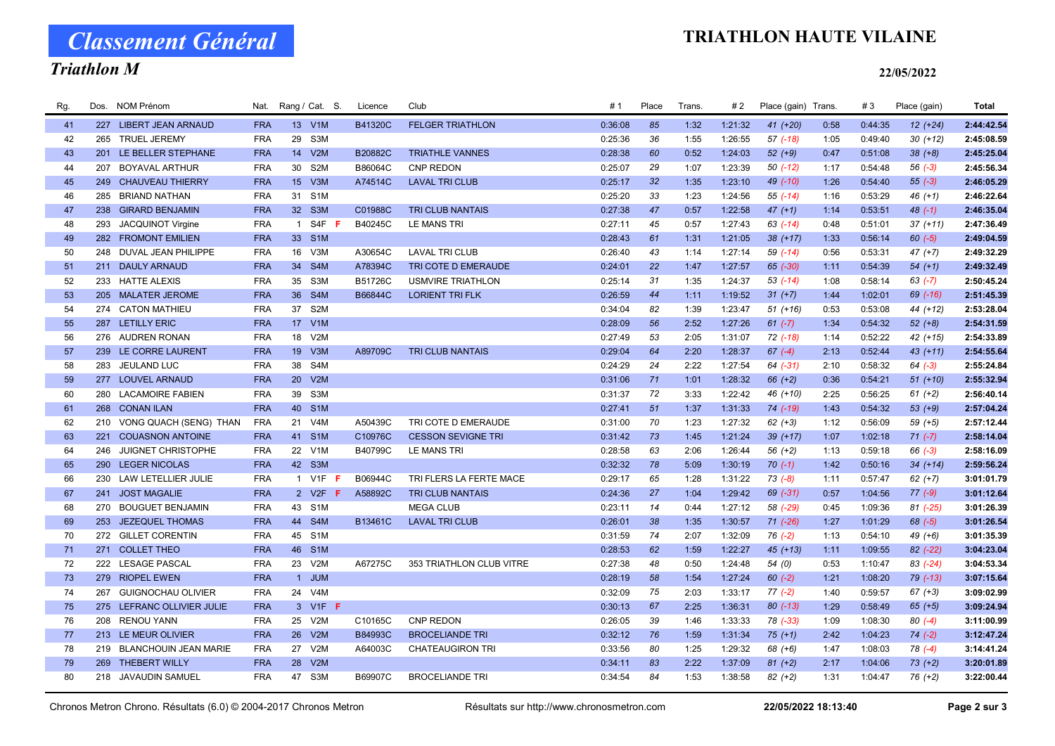# Classement Général

## Triathlon M

# TRIATHLON HAUTE VILAINE

22/05/2022

| Rg. | Dos. | NOM Prénom | Nat. | Rang / Cat. | S. | Licence | Club | # 1 | Place | Trans. | # 2 | Place (gain) | Trans. | # 3 | Place (gain) | Total |
|---|---|---|---|---|---|---|---|---|---|---|---|---|---|---|---|---|
| 41 | 227 | LIBERT JEAN ARNAUD | FRA | 13 V1M | | B41320C | FELGER TRIATHLON | 0:36:08 | 85 | 1:32 | 1:21:32 | 41 (+20) | 0:58 | 0:44:35 | 12 (+24) | 2:44:42.54 |
| 42 | 265 | TRUEL JEREMY | FRA | 29 S3M | | | | 0:25:36 | 36 | 1:55 | 1:26:55 | 57 (-18) | 1:05 | 0:49:40 | 30 (+12) | 2:45:08.59 |
| 43 | 201 | LE BELLER STEPHANE | FRA | 14 V2M | | B20882C | TRIATHLE VANNES | 0:28:38 | 60 | 0:52 | 1:24:03 | 52 (+9) | 0:47 | 0:51:08 | 38 (+8) | 2:45:25.04 |
| 44 | 207 | BOYAVAL ARTHUR | FRA | 30 S2M | | B86064C | CNP REDON | 0:25:07 | 29 | 1:07 | 1:23:39 | 50 (-12) | 1:17 | 0:54:48 | 56 (-3) | 2:45:56.34 |
| 45 | 249 | CHAUVEAU THIERRY | FRA | 15 V3M | | A74514C | LAVAL TRI CLUB | 0:25:17 | 32 | 1:35 | 1:23:10 | 49 (-10) | 1:26 | 0:54:40 | 55 (-3) | 2:46:05.29 |
| 46 | 285 | BRIAND NATHAN | FRA | 31 S1M | | | | 0:25:20 | 33 | 1:23 | 1:24:56 | 55 (-14) | 1:16 | 0:53:29 | 46 (+1) | 2:46:22.64 |
| 47 | 238 | GIRARD BENJAMIN | FRA | 32 S3M | | C01988C | TRI CLUB NANTAIS | 0:27:38 | 47 | 0:57 | 1:22:58 | 47 (+1) | 1:14 | 0:53:51 | 48 (-1) | 2:46:35.04 |
| 48 | 293 | JACQUINOT Virgine | FRA | 1 S4F | F | B40245C | LE MANS TRI | 0:27:11 | 45 | 0:57 | 1:27:43 | 63 (-14) | 0:48 | 0:51:01 | 37 (+11) | 2:47:36.49 |
| 49 | 282 | FROMONT EMILIEN | FRA | 33 S1M | | | | 0:28:43 | 61 | 1:31 | 1:21:05 | 38 (+17) | 1:33 | 0:56:14 | 60 (-5) | 2:49:04.59 |
| 50 | 248 | DUVAL JEAN PHILIPPE | FRA | 16 V3M | | A30654C | LAVAL TRI CLUB | 0:26:40 | 43 | 1:14 | 1:27:14 | 59 (-14) | 0:56 | 0:53:31 | 47 (+7) | 2:49:32.29 |
| 51 | 211 | DAULY ARNAUD | FRA | 34 S4M | | A78394C | TRI COTE D EMERAUDE | 0:24:01 | 22 | 1:47 | 1:27:57 | 65 (-30) | 1:11 | 0:54:39 | 54 (+1) | 2:49:32.49 |
| 52 | 233 | HATTE ALEXIS | FRA | 35 S3M | | B51726C | USMVIRE TRIATHLON | 0:25:14 | 31 | 1:35 | 1:24:37 | 53 (-14) | 1:08 | 0:58:14 | 63 (-7) | 2:50:45.24 |
| 53 | 205 | MALATER JEROME | FRA | 36 S4M | | B66844C | LORIENT TRI FLK | 0:26:59 | 44 | 1:11 | 1:19:52 | 31 (+7) | 1:44 | 1:02:01 | 69 (-16) | 2:51:45.39 |
| 54 | 274 | CATON MATHIEU | FRA | 37 S2M | | | | 0:34:04 | 82 | 1:39 | 1:23:47 | 51 (+16) | 0:53 | 0:53:08 | 44 (+12) | 2:53:28.04 |
| 55 | 287 | LETILLY ERIC | FRA | 17 V1M | | | | 0:28:09 | 56 | 2:52 | 1:27:26 | 61 (-7) | 1:34 | 0:54:32 | 52 (+8) | 2:54:31.59 |
| 56 | 276 | AUDREN RONAN | FRA | 18 V2M | | | | 0:27:49 | 53 | 2:05 | 1:31:07 | 72 (-18) | 1:14 | 0:52:22 | 42 (+15) | 2:54:33.89 |
| 57 | 239 | LE CORRE LAURENT | FRA | 19 V3M | | A89709C | TRI CLUB NANTAIS | 0:29:04 | 64 | 2:20 | 1:28:37 | 67 (-4) | 2:13 | 0:52:44 | 43 (+11) | 2:54:55.64 |
| 58 | 283 | JEULAND LUC | FRA | 38 S4M | | | | 0:24:29 | 24 | 2:22 | 1:27:54 | 64 (-31) | 2:10 | 0:58:32 | 64 (-3) | 2:55:24.84 |
| 59 | 277 | LOUVEL ARNAUD | FRA | 20 V2M | | | | 0:31:06 | 71 | 1:01 | 1:28:32 | 66 (+2) | 0:36 | 0:54:21 | 51 (+10) | 2:55:32.94 |
| 60 | 280 | LACAMOIRE FABIEN | FRA | 39 S3M | | | | 0:31:37 | 72 | 3:33 | 1:22:42 | 46 (+10) | 2:25 | 0:56:25 | 61 (+2) | 2:56:40.14 |
| 61 | 268 | CONAN ILAN | FRA | 40 S1M | | | | 0:27:41 | 51 | 1:37 | 1:31:33 | 74 (-19) | 1:43 | 0:54:32 | 53 (+9) | 2:57:04.24 |
| 62 | 210 | VONG QUACH (SENG) THAN | FRA | 21 V4M | | A50439C | TRI COTE D EMERAUDE | 0:31:00 | 70 | 1:23 | 1:27:32 | 62 (+3) | 1:12 | 0:56:09 | 59 (+5) | 2:57:12.44 |
| 63 | 221 | COUASNON ANTOINE | FRA | 41 S1M | | C10976C | CESSON SEVIGNE TRI | 0:31:42 | 73 | 1:45 | 1:21:24 | 39 (+17) | 1:07 | 1:02:18 | 71 (-7) | 2:58:14.04 |
| 64 | 246 | JUIGNET CHRISTOPHE | FRA | 22 V1M | | B40799C | LE MANS TRI | 0:28:58 | 63 | 2:06 | 1:26:44 | 56 (+2) | 1:13 | 0:59:18 | 66 (-3) | 2:58:16.09 |
| 65 | 290 | LEGER NICOLAS | FRA | 42 S3M | | | | 0:32:32 | 78 | 5:09 | 1:30:19 | 70 (-1) | 1:42 | 0:50:16 | 34 (+14) | 2:59:56.24 |
| 66 | 230 | LAW LETELLIER JULIE | FRA | 1 V1F | F | B06944C | TRI FLERS LA FERTE MACE | 0:29:17 | 65 | 1:28 | 1:31:22 | 73 (-8) | 1:11 | 0:57:47 | 62 (+7) | 3:01:01.79 |
| 67 | 241 | JOST MAGALIE | FRA | 2 V2F | F | A58892C | TRI CLUB NANTAIS | 0:24:36 | 27 | 1:04 | 1:29:42 | 69 (-31) | 0:57 | 1:04:56 | 77 (-9) | 3:01:12.64 |
| 68 | 270 | BOUGUET BENJAMIN | FRA | 43 S1M | | | MEGA CLUB | 0:23:11 | 14 | 0:44 | 1:27:12 | 58 (-29) | 0:45 | 1:09:36 | 81 (-25) | 3:01:26.39 |
| 69 | 253 | JEZEQUEL THOMAS | FRA | 44 S4M | | B13461C | LAVAL TRI CLUB | 0:26:01 | 38 | 1:35 | 1:30:57 | 71 (-26) | 1:27 | 1:01:29 | 68 (-5) | 3:01:26.54 |
| 70 | 272 | GILLET CORENTIN | FRA | 45 S1M | | | | 0:31:59 | 74 | 2:07 | 1:32:09 | 76 (-2) | 1:13 | 0:54:10 | 49 (+6) | 3:01:35.39 |
| 71 | 271 | COLLET THEO | FRA | 46 S1M | | | | 0:28:53 | 62 | 1:59 | 1:22:27 | 45 (+13) | 1:11 | 1:09:55 | 82 (-22) | 3:04:23.04 |
| 72 | 222 | LESAGE PASCAL | FRA | 23 V2M | | A67275C | 353 TRIATHLON CLUB VITRE | 0:27:38 | 48 | 0:50 | 1:24:48 | 54 (0) | 0:53 | 1:10:47 | 83 (-24) | 3:04:53.34 |
| 73 | 279 | RIOPEL EWEN | FRA | 1 JUM | | | | 0:28:19 | 58 | 1:54 | 1:27:24 | 60 (-2) | 1:21 | 1:08:20 | 79 (-13) | 3:07:15.64 |
| 74 | 267 | GUIGNOCHAU OLIVIER | FRA | 24 V4M | | | | 0:32:09 | 75 | 2:03 | 1:33:17 | 77 (-2) | 1:40 | 0:59:57 | 67 (+3) | 3:09:02.99 |
| 75 | 275 | LEFRANC OLLIVIER JULIE | FRA | 3 V1F | F | | | 0:30:13 | 67 | 2:25 | 1:36:31 | 80 (-13) | 1:29 | 0:58:49 | 65 (+5) | 3:09:24.94 |
| 76 | 208 | RENOU YANN | FRA | 25 V2M | | C10165C | CNP REDON | 0:26:05 | 39 | 1:46 | 1:33:33 | 78 (-33) | 1:09 | 1:08:30 | 80 (-4) | 3:11:00.99 |
| 77 | 213 | LE MEUR OLIVIER | FRA | 26 V2M | | B84993C | BROCELIANDE TRI | 0:32:12 | 76 | 1:59 | 1:31:34 | 75 (+1) | 2:42 | 1:04:23 | 74 (-2) | 3:12:47.24 |
| 78 | 219 | BLANCHOUIN JEAN MARIE | FRA | 27 V2M | | A64003C | CHATEAUGIRON TRI | 0:33:56 | 80 | 1:25 | 1:29:32 | 68 (+6) | 1:47 | 1:08:03 | 78 (-4) | 3:14:41.24 |
| 79 | 269 | THEBERT WILLY | FRA | 28 V2M | | | | 0:34:11 | 83 | 2:22 | 1:37:09 | 81 (+2) | 2:17 | 1:04:06 | 73 (+2) | 3:20:01.89 |
| 80 | 218 | JAVAUDIN SAMUEL | FRA | 47 S3M | | B69907C | BROCELIANDE TRI | 0:34:54 | 84 | 1:53 | 1:38:58 | 82 (+2) | 1:31 | 1:04:47 | 76 (+2) | 3:22:00.44 |

Chronos Metron Chrono. Résultats (6.0) © 2004-2017 Chronos Metron — Résultats sur http://www.chronosmetron.com — 22/05/2022 18:13:40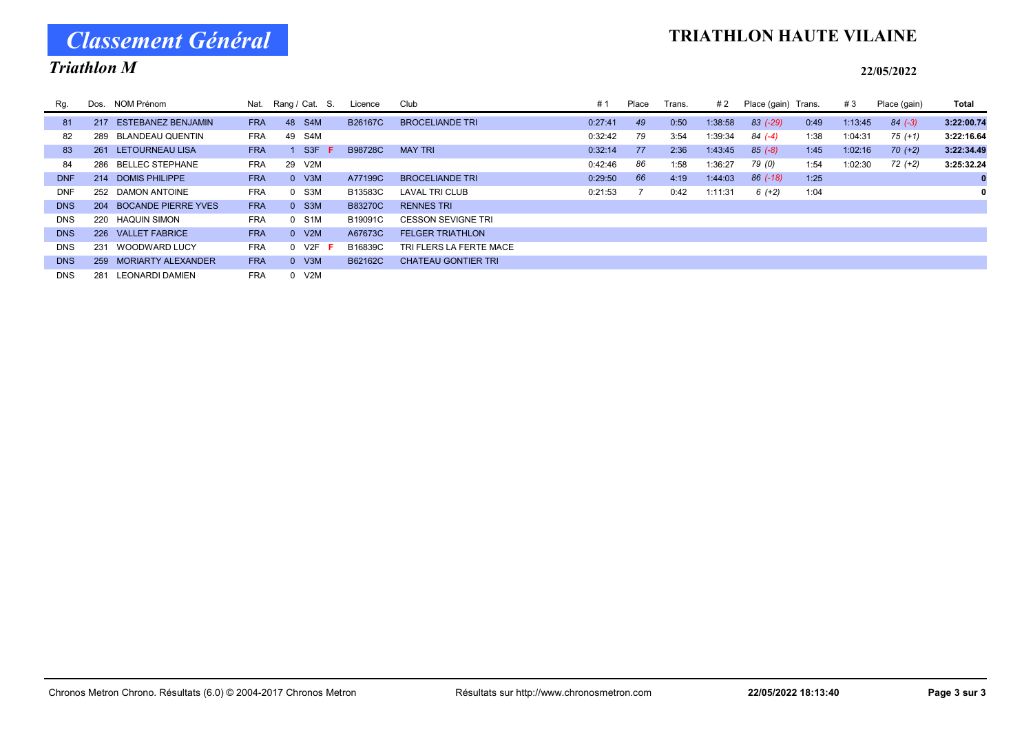# Classement Général

## Triathlon M

**TRIATHLON HAUTE VILAINE**

22/05/2022

| Rg. | Dos. | NOM Prénom | Nat. | Rang / Cat. | | S. | Licence | Club | # 1 | Place | Trans. | # 2 | Place (gain) | Trans. | # 3 | Place (gain) | Total |
|---|---|---|---|---|---|---|---|---|---|---|---|---|---|---|---|---|---|
| 81 | 217 | ESTEBANEZ BENJAMIN | FRA | 48 | S4M | | B26167C | BROCELIANDE TRI | 0:27:41 | 49 | 0:50 | 1:38:58 | 83 (-29) | 0:49 | 1:13:45 | 84 (-3) | **3:22:00.74** |
| 82 | 289 | BLANDEAU QUENTIN | FRA | 49 | S4M | | | | 0:32:42 | 79 | 3:54 | 1:39:34 | 84 (-4) | 1:38 | 1:04:31 | 75 (+1) | **3:22:16.64** |
| 83 | 261 | LETOURNEAU LISA | FRA | 1 | S3F | F | B98728C | MAY TRI | 0:32:14 | 77 | 2:36 | 1:43:45 | 85 (-8) | 1:45 | 1:02:16 | 70 (+2) | **3:22:34.49** |
| 84 | 286 | BELLEC STEPHANE | FRA | 29 | V2M | | | | 0:42:46 | 86 | 1:58 | 1:36:27 | 79 (0) | 1:54 | 1:02:30 | 72 (+2) | **3:25:32.24** |
| DNF | 214 | DOMIS PHILIPPE | FRA | 0 | V3M | | A77199C | BROCELIANDE TRI | 0:29:50 | 66 | 4:19 | 1:44:03 | 86 (-18) | 1:25 | | | **0** |
| DNF | 252 | DAMON ANTOINE | FRA | 0 | S3M | | B13583C | LAVAL TRI CLUB | 0:21:53 | 7 | 0:42 | 1:11:31 | 6 (+2) | 1:04 | | | **0** |
| DNS | 204 | BOCANDE PIERRE YVES | FRA | 0 | S3M | | B83270C | RENNES TRI | | | | | | | | | |
| DNS | 220 | HAQUIN SIMON | FRA | 0 | S1M | | B19091C | CESSON SEVIGNE TRI | | | | | | | | | |
| DNS | 226 | VALLET FABRICE | FRA | 0 | V2M | | A67673C | FELGER TRIATHLON | | | | | | | | | |
| DNS | 231 | WOODWARD LUCY | FRA | 0 | V2F | F | B16839C | TRI FLERS LA FERTE MACE | | | | | | | | | |
| DNS | 259 | MORIARTY ALEXANDER | FRA | 0 | V3M | | B62162C | CHATEAU GONTIER TRI | | | | | | | | | |
| DNS | 281 | LEONARDI DAMIEN | FRA | 0 | V2M | | | | | | | | | | | | |

Chronos Metron Chrono. Résultats (6.0) © 2004-2017 Chronos Metron — Résultats sur http://www.chronosmetron.com — 22/05/2022 18:13:40